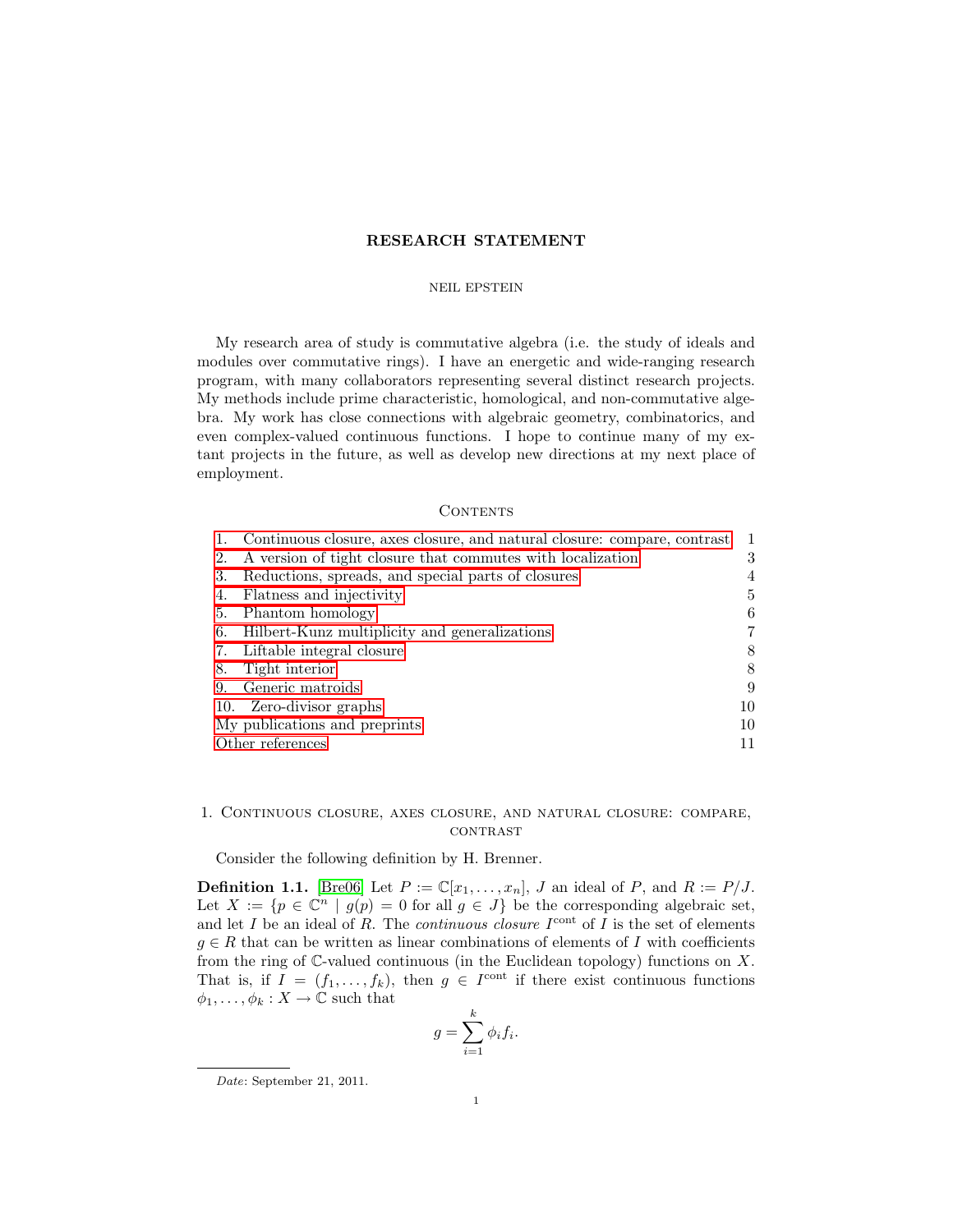# RESEARCH STATEMENT

NEIL EPSTEIN

My research area of study is commutative algebra (i.e. the study of ideals and modules over commutative rings). I have an energetic and wide-ranging research program, with many collaborators representing several distinct research projects. My methods include prime characteristic, homological, and non-commutative algebra. My work has close connections with algebraic geometry, combinatorics, and even complex-valued continuous functions. I hope to continue many of my extant projects in the future, as well as develop new directions at my next place of employment.

## Contents

| | |
|---|---|
| 1. Continuous closure, axes closure, and natural closure: compare, contrast | 1 |
| 2. A version of tight closure that commutes with localization | 3 |
| 3. Reductions, spreads, and special parts of closures | 4 |
| 4. Flatness and injectivity | 5 |
| 5. Phantom homology | 6 |
| 6. Hilbert-Kunz multiplicity and generalizations | 7 |
| 7. Liftable integral closure | 8 |
| 8. Tight interior | 8 |
| 9. Generic matroids | 9 |
| 10. Zero-divisor graphs | 10 |
| My publications and preprints | 10 |
| Other references | 11 |

## 1. Continuous closure, axes closure, and natural closure: compare, contrast

Consider the following definition by H. Brenner.

**Definition 1.1.** [Bre06] Let $P := \mathbb{C}[x_1, \ldots, x_n]$, $J$ an ideal of $P$, and $R := P/J$. Let $X := \{p \in \mathbb{C}^n \mid g(p) = 0 \text{ for all } g \in J\}$ be the corresponding algebraic set, and let $I$ be an ideal of $R$. The *continuous closure* $I^{\text{cont}}$ of $I$ is the set of elements $g \in R$ that can be written as linear combinations of elements of $I$ with coefficients from the ring of $\mathbb{C}$-valued continuous (in the Euclidean topology) functions on $X$. That is, if $I = (f_1, \ldots, f_k)$, then $g \in I^{\text{cont}}$ if there exist continuous functions $\phi_1, \ldots, \phi_k : X \to \mathbb{C}$ such that

$$g = \sum_{i=1}^{k} \phi_i f_i.$$

*Date*: September 21, 2011.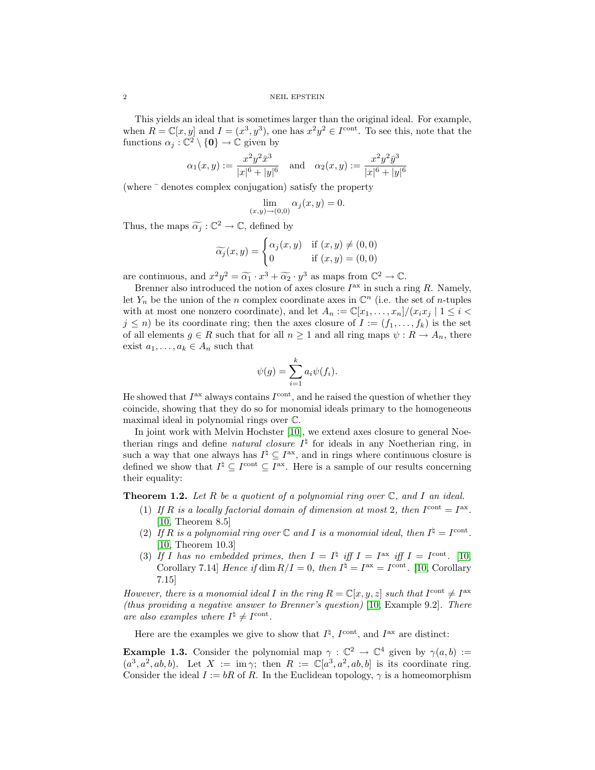This yields an ideal that is sometimes larger than the original ideal. For example, when $R = \mathbb{C}[x, y]$ and $I = (x^3, y^3)$, one has $x^2y^2 \in I^{\text{cont}}$. To see this, note that the functions $\alpha_j : \mathbb{C}^2 \setminus \{\mathbf{0}\} \to \mathbb{C}$ given by

$$\alpha_1(x, y) := \frac{x^2y^2\bar{x}^3}{|x|^6 + |y|^6} \quad \text{and} \quad \alpha_2(x, y) := \frac{x^2y^2\bar{y}^3}{|x|^6 + |y|^6}$$

(where $\bar{}$ denotes complex conjugation) satisfy the property

$$\lim_{(x,y)\to(0,0)} \alpha_j(x, y) = 0.$$

Thus, the maps $\widetilde{\alpha_j} : \mathbb{C}^2 \to \mathbb{C}$, defined by

$$\widetilde{\alpha_j}(x, y) = \begin{cases} \alpha_j(x, y) & \text{if } (x, y) \neq (0, 0) \\ 0 & \text{if } (x, y) = (0, 0) \end{cases}$$

are continuous, and $x^2y^2 = \widetilde{\alpha_1} \cdot x^3 + \widetilde{\alpha_2} \cdot y^3$ as maps from $\mathbb{C}^2 \to \mathbb{C}$.

Brenner also introduced the notion of axes closure $I^{\text{ax}}$ in such a ring $R$. Namely, let $Y_n$ be the union of the $n$ complex coordinate axes in $\mathbb{C}^n$ (i.e. the set of $n$-tuples with at most one nonzero coordinate), and let $A_n := \mathbb{C}[x_1, \ldots, x_n]/(x_ix_j \mid 1 \leq i < j \leq n)$ be its coordinate ring; then the axes closure of $I := (f_1, \ldots, f_k)$ is the set of all elements $g \in R$ such that for all $n \geq 1$ and all ring maps $\psi : R \to A_n$, there exist $a_1, \ldots, a_k \in A_n$ such that

$$\psi(g) = \sum_{i=1}^{k} a_i \psi(f_i).$$

He showed that $I^{\text{ax}}$ always contains $I^{\text{cont}}$, and he raised the question of whether they coincide, showing that they do so for monomial ideals primary to the homogeneous maximal ideal in polynomial rings over $\mathbb{C}$.

In joint work with Melvin Hochster [10], we extend axes closure to general Noetherian rings and define *natural closure* $I^\natural$ for ideals in any Noetherian ring, in such a way that one always has $I^\natural \subseteq I^{\text{ax}}$, and in rings where continuous closure is defined we show that $I^\natural \subseteq I^{\text{cont}} \subseteq I^{\text{ax}}$. Here is a sample of our results concerning their equality:

**Theorem 1.2.** *Let $R$ be a quotient of a polynomial ring over $\mathbb{C}$, and $I$ an ideal.*

1. *If $R$ is a locally factorial domain of dimension at most 2, then $I^{\text{cont}} = I^{\text{ax}}$.* [10, Theorem 8.5]
2. *If $R$ is a polynomial ring over $\mathbb{C}$ and $I$ is a monomial ideal, then $I^\natural = I^{\text{cont}}$.* [10, Theorem 10.3]
3. *If $I$ has no embedded primes, then $I = I^\natural$ iff $I = I^{\text{ax}}$ iff $I = I^{\text{cont}}$.* [10, Corollary 7.14] *Hence if* $\dim R/I = 0$, *then* $I^\natural = I^{\text{ax}} = I^{\text{cont}}$. [10, Corollary 7.15]

*However, there is a monomial ideal $I$ in the ring $R = \mathbb{C}[x, y, z]$ such that $I^{\text{cont}} \neq I^{\text{ax}}$ (thus providing a negative answer to Brenner's question)* [10, Example 9.2]. *There are also examples where $I^\natural \neq I^{\text{cont}}$.*

Here are the examples we give to show that $I^\natural$, $I^{\text{cont}}$, and $I^{\text{ax}}$ are distinct:

**Example 1.3.** Consider the polynomial map $\gamma : \mathbb{C}^2 \to \mathbb{C}^4$ given by $\gamma(a, b) := (a^3, a^2, ab, b)$. Let $X := \operatorname{im} \gamma$; then $R := \mathbb{C}[a^3, a^2, ab, b]$ is its coordinate ring. Consider the ideal $I := bR$ of $R$. In the Euclidean topology, $\gamma$ is a homeomorphism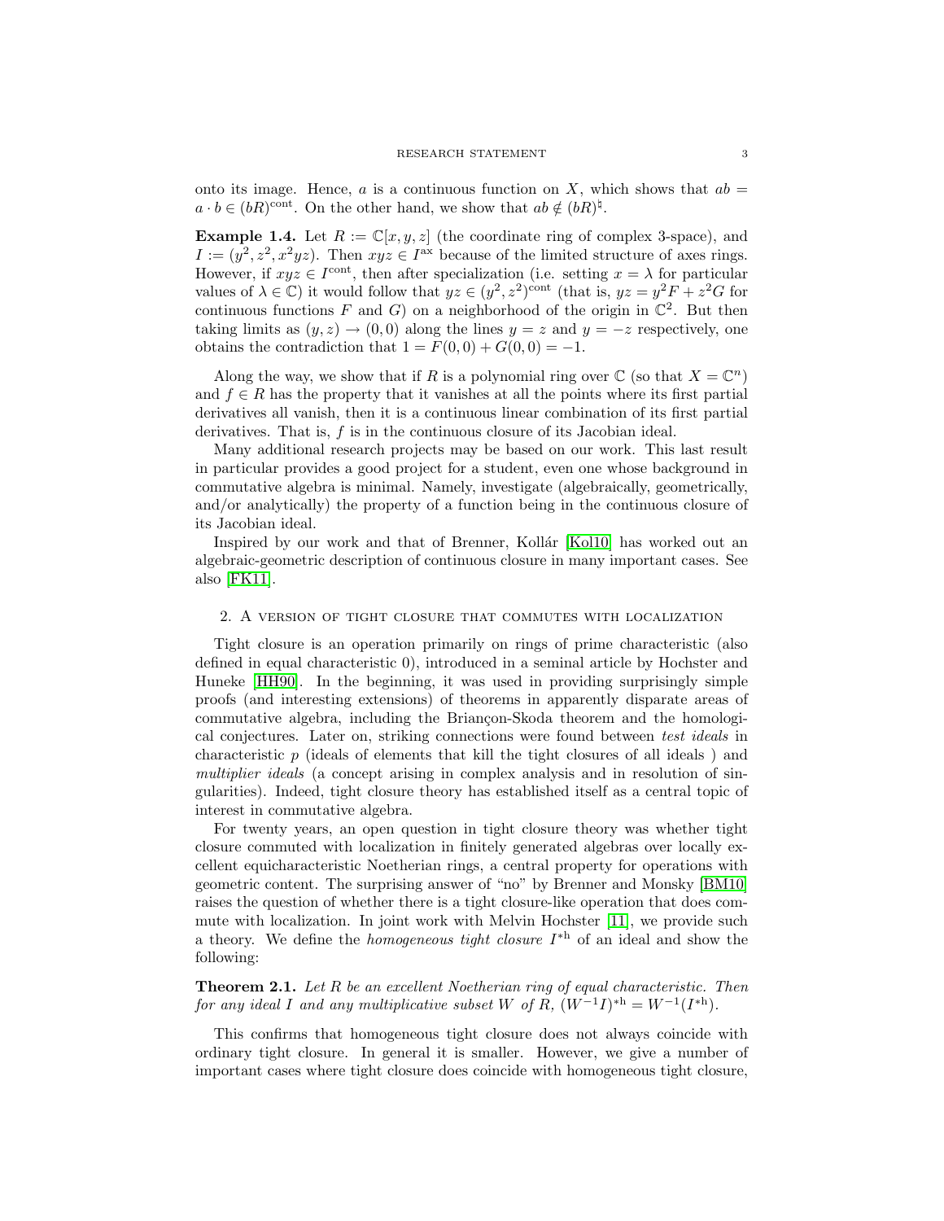onto its image. Hence, $a$ is a continuous function on $X$, which shows that $ab = a \cdot b \in (bR)^{\text{cont}}$. On the other hand, we show that $ab \notin (bR)^{\natural}$.

**Example 1.4.** Let $R := \mathbb{C}[x, y, z]$ (the coordinate ring of complex 3-space), and $I := (y^2, z^2, x^2yz)$. Then $xyz \in I^{\text{ax}}$ because of the limited structure of axes rings. However, if $xyz \in I^{\text{cont}}$, then after specialization (i.e. setting $x = \lambda$ for particular values of $\lambda \in \mathbb{C}$) it would follow that $yz \in (y^2, z^2)^{\text{cont}}$ (that is, $yz = y^2F + z^2G$ for continuous functions $F$ and $G$) on a neighborhood of the origin in $\mathbb{C}^2$. But then taking limits as $(y, z) \to (0, 0)$ along the lines $y = z$ and $y = -z$ respectively, one obtains the contradiction that $1 = F(0, 0) + G(0, 0) = -1$.

Along the way, we show that if $R$ is a polynomial ring over $\mathbb{C}$ (so that $X = \mathbb{C}^n$) and $f \in R$ has the property that it vanishes at all the points where its first partial derivatives all vanish, then it is a continuous linear combination of its first partial derivatives. That is, $f$ is in the continuous closure of its Jacobian ideal.

Many additional research projects may be based on our work. This last result in particular provides a good project for a student, even one whose background in commutative algebra is minimal. Namely, investigate (algebraically, geometrically, and/or analytically) the property of a function being in the continuous closure of its Jacobian ideal.

Inspired by our work and that of Brenner, Kollár [Kol10] has worked out an algebraic-geometric description of continuous closure in many important cases. See also [FK11].

## 2. A version of tight closure that commutes with localization

Tight closure is an operation primarily on rings of prime characteristic (also defined in equal characteristic 0), introduced in a seminal article by Hochster and Huneke [HH90]. In the beginning, it was used in providing surprisingly simple proofs (and interesting extensions) of theorems in apparently disparate areas of commutative algebra, including the Briançon-Skoda theorem and the homological conjectures. Later on, striking connections were found between *test ideals* in characteristic $p$ (ideals of elements that kill the tight closures of all ideals ) and *multiplier ideals* (a concept arising in complex analysis and in resolution of singularities). Indeed, tight closure theory has established itself as a central topic of interest in commutative algebra.

For twenty years, an open question in tight closure theory was whether tight closure commuted with localization in finitely generated algebras over locally excellent equicharacteristic Noetherian rings, a central property for operations with geometric content. The surprising answer of "no" by Brenner and Monsky [BM10] raises the question of whether there is a tight closure-like operation that does commute with localization. In joint work with Melvin Hochster [11], we provide such a theory. We define the *homogeneous tight closure* $I^{*\text{h}}$ of an ideal and show the following:

**Theorem 2.1.** *Let $R$ be an excellent Noetherian ring of equal characteristic. Then for any ideal $I$ and any multiplicative subset $W$ of $R$, $(W^{-1}I)^{*\text{h}} = W^{-1}(I^{*\text{h}})$.*

This confirms that homogeneous tight closure does not always coincide with ordinary tight closure. In general it is smaller. However, we give a number of important cases where tight closure does coincide with homogeneous tight closure,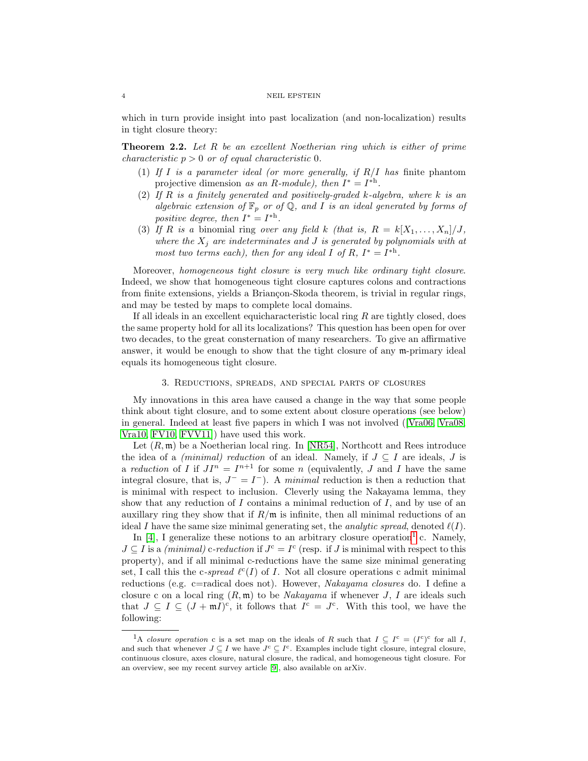which in turn provide insight into past localization (and non-localization) results in tight closure theory:

**Theorem 2.2.** *Let $R$ be an excellent Noetherian ring which is either of prime characteristic $p > 0$ or of equal characteristic 0.*

1. *If $I$ is a parameter ideal (or more generally, if $R/I$ has* finite phantom projective dimension *as an $R$-module), then $I^* = I^{*\mathrm{h}}$.*
2. *If $R$ is a finitely generated and positively-graded $k$-algebra, where $k$ is an algebraic extension of $\mathbb{F}_p$ or of $\mathbb{Q}$, and $I$ is an ideal generated by forms of positive degree, then $I^* = I^{*\mathrm{h}}$.*
3. *If $R$ is a* binomial ring *over any field $k$ (that is, $R = k[X_1, \dots, X_n]/J$, where the $X_j$ are indeterminates and $J$ is generated by polynomials with at most two terms each), then for any ideal $I$ of $R$, $I^* = I^{*\mathrm{h}}$.*

Moreover, *homogeneous tight closure is very much like ordinary tight closure*. Indeed, we show that homogeneous tight closure captures colons and contractions from finite extensions, yields a Briançon-Skoda theorem, is trivial in regular rings, and may be tested by maps to complete local domains.

If all ideals in an excellent equicharacteristic local ring $R$ are tightly closed, does the same property hold for all its localizations? This question has been open for over two decades, to the great consternation of many researchers. To give an affirmative answer, it would be enough to show that the tight closure of any $\mathfrak{m}$-primary ideal equals its homogeneous tight closure.

## 3. Reductions, spreads, and special parts of closures

My innovations in this area have caused a change in the way that some people think about tight closure, and to some extent about closure operations (see below) in general. Indeed at least five papers in which I was not involved ([Vra06, Vra08, Vra10, FV10, FVV11]) have used this work.

Let $(R, \mathfrak{m})$ be a Noetherian local ring. In [NR54], Northcott and Rees introduce the idea of a *(minimal) reduction* of an ideal. Namely, if $J \subseteq I$ are ideals, $J$ is a *reduction* of $I$ if $JI^n = I^{n+1}$ for some $n$ (equivalently, $J$ and $I$ have the same integral closure, that is, $J^- = I^-$). A *minimal* reduction is then a reduction that is minimal with respect to inclusion. Cleverly using the Nakayama lemma, they show that any reduction of $I$ contains a minimal reduction of $I$, and by use of an auxillary ring they show that if $R/\mathfrak{m}$ is infinite, then all minimal reductions of an ideal $I$ have the same size minimal generating set, the *analytic spread*, denoted $\ell(I)$.

In [4], I generalize these notions to an arbitrary closure operation[1] c. Namely, $J \subseteq I$ is a *(minimal)* c*-reduction* if $J^{\mathrm{c}} = I^{\mathrm{c}}$ (resp. if $J$ is minimal with respect to this property), and if all minimal c-reductions have the same size minimal generating set, I call this the c*-spread* $\ell^{\mathrm{c}}(I)$ of $I$. Not all closure operations c admit minimal reductions (e.g. c=radical does not). However, *Nakayama closures* do. I define a closure c on a local ring $(R, \mathfrak{m})$ to be *Nakayama* if whenever $J$, $I$ are ideals such that $J \subseteq I \subseteq (J + \mathfrak{m}I)^{\mathrm{c}}$, it follows that $I^{\mathrm{c}} = J^{\mathrm{c}}$. With this tool, we have the following:

[1]A *closure operation* c is a set map on the ideals of $R$ such that $I \subseteq I^{\mathrm{c}} = (I^{\mathrm{c}})^{\mathrm{c}}$ for all $I$, and such that whenever $J \subseteq I$ we have $J^{\mathrm{c}} \subseteq I^{\mathrm{c}}$. Examples include tight closure, integral closure, continuous closure, axes closure, natural closure, the radical, and homogeneous tight closure. For an overview, see my recent survey article [9], also available on arXiv.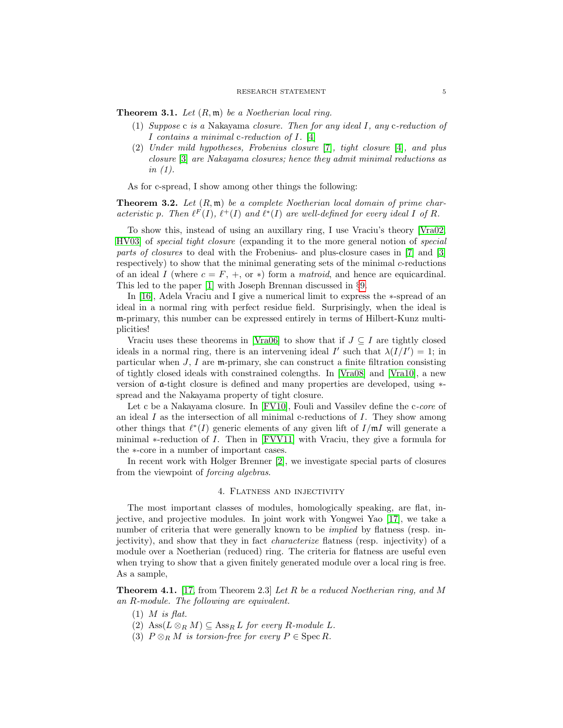**Theorem 3.1.** *Let $(R, \mathfrak{m})$ be a Noetherian local ring.*

1. *Suppose* c *is a* Nakayama *closure. Then for any ideal $I$, any* c*-reduction of $I$ contains a minimal* c*-reduction of $I$.* [4]
2. *Under mild hypotheses, Frobenius closure* [7]*, tight closure* [4]*, and plus closure* [3] *are Nakayama closures; hence they admit minimal reductions as in (1).*

As for c-spread, I show among other things the following:

**Theorem 3.2.** *Let $(R, \mathfrak{m})$ be a complete Noetherian local domain of prime characteristic $p$. Then $\ell^F(I)$, $\ell^+(I)$ and $\ell^*(I)$ are well-defined for every ideal $I$ of $R$.*

To show this, instead of using an auxillary ring, I use Vraciu's theory [Vra02, HV03] of *special tight closure* (expanding it to the more general notion of *special parts of closures* to deal with the Frobenius- and plus-closure cases in [7] and [3] respectively) to show that the minimal generating sets of the minimal $c$-reductions of an ideal $I$ (where $c = F$, $+$, or $*$) form a *matroid*, and hence are equicardinal. This led to the paper [1] with Joseph Brennan discussed in §9.

In [16], Adela Vraciu and I give a numerical limit to express the $*$-spread of an ideal in a normal ring with perfect residue field. Surprisingly, when the ideal is $\mathfrak{m}$-primary, this number can be expressed entirely in terms of Hilbert-Kunz multiplicities!

Vraciu uses these theorems in [Vra06] to show that if $J \subseteq I$ are tightly closed ideals in a normal ring, there is an intervening ideal $I'$ such that $\lambda(I/I') = 1$; in particular when $J$, $I$ are $\mathfrak{m}$-primary, she can construct a finite filtration consisting of tightly closed ideals with constrained colengths. In [Vra08] and [Vra10], a new version of $\mathfrak{a}$-tight closure is defined and many properties are developed, using $*$-spread and the Nakayama property of tight closure.

Let c be a Nakayama closure. In [FV10], Fouli and Vassilev define the c*-core* of an ideal $I$ as the intersection of all minimal c-reductions of $I$. They show among other things that $\ell^*(I)$ generic elements of any given lift of $I/\mathfrak{m}I$ will generate a minimal $*$-reduction of $I$. Then in [FVV11] with Vraciu, they give a formula for the $*$-core in a number of important cases.

In recent work with Holger Brenner [2], we investigate special parts of closures from the viewpoint of *forcing algebras*.

## 4. Flatness and injectivity

The most important classes of modules, homologically speaking, are flat, injective, and projective modules. In joint work with Yongwei Yao [17], we take a number of criteria that were generally known to be *implied* by flatness (resp. injectivity), and show that they in fact *characterize* flatness (resp. injectivity) of a module over a Noetherian (reduced) ring. The criteria for flatness are useful even when trying to show that a given finitely generated module over a local ring is free. As a sample,

**Theorem 4.1.** [17, from Theorem 2.3] *Let $R$ be a reduced Noetherian ring, and $M$ an $R$-module. The following are equivalent.*

1. *$M$ is flat.*
2. *$\operatorname{Ass}(L \otimes_R M) \subseteq \operatorname{Ass}_R L$ for every $R$-module $L$.*
3. *$P \otimes_R M$ is torsion-free for every $P \in \operatorname{Spec} R$.*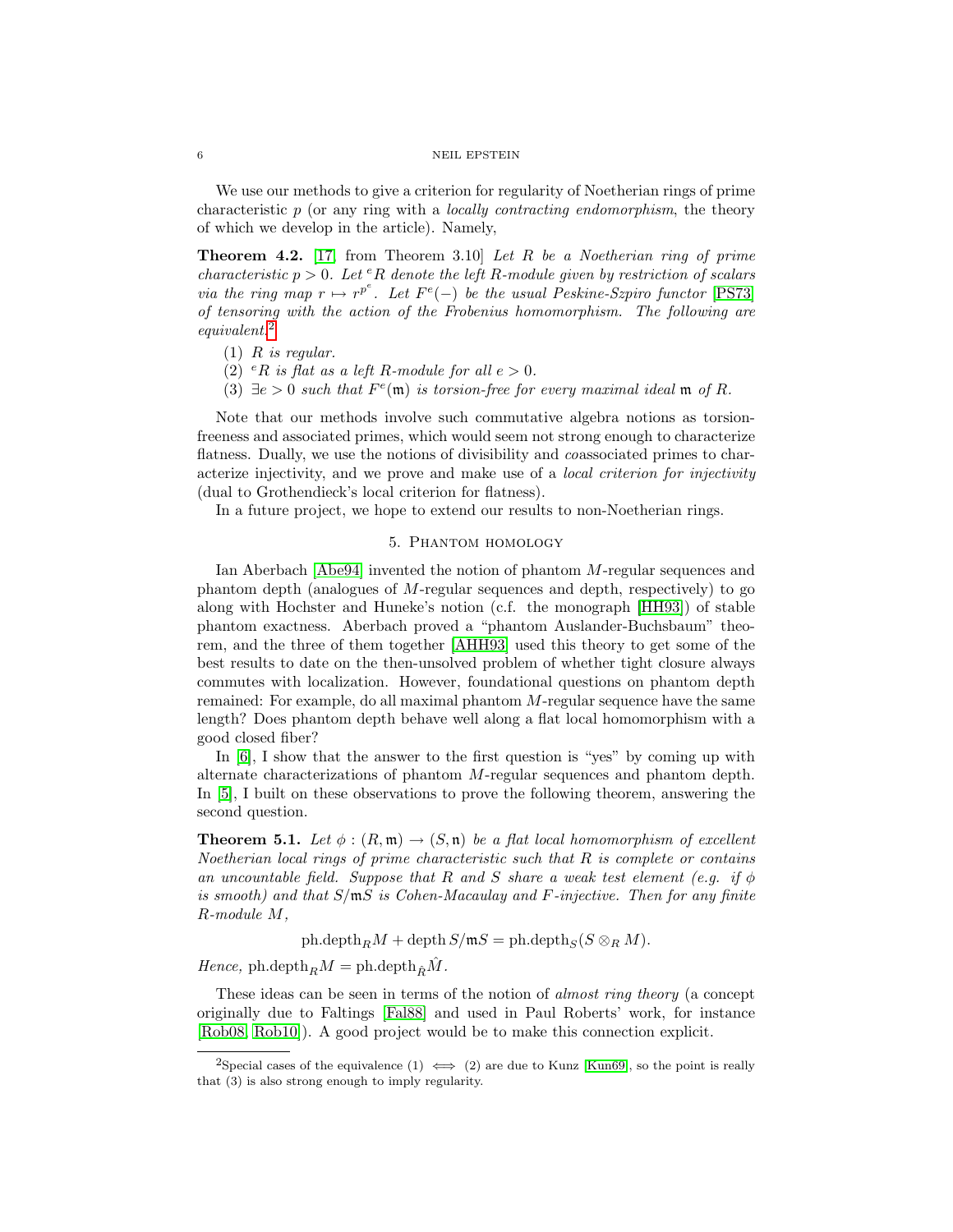We use our methods to give a criterion for regularity of Noetherian rings of prime characteristic $p$ (or any ring with a *locally contracting endomorphism*, the theory of which we develop in the article). Namely,

**Theorem 4.2.** [17, from Theorem 3.10] *Let $R$ be a Noetherian ring of prime characteristic $p > 0$. Let ${}^eR$ denote the left $R$-module given by restriction of scalars via the ring map $r \mapsto r^{p^e}$. Let $F^e(-)$ be the usual Peskine-Szpiro functor [PS73] of tensoring with the action of the Frobenius homomorphism. The following are equivalent:*[2]

1. *$R$ is regular.*
2. *${}^eR$ is flat as a left $R$-module for all $e > 0$.*
3. *$\exists e > 0$ such that $F^e(\mathfrak{m})$ is torsion-free for every maximal ideal $\mathfrak{m}$ of $R$.*

Note that our methods involve such commutative algebra notions as torsion-freeness and associated primes, which would seem not strong enough to characterize flatness. Dually, we use the notions of divisibility and *co*associated primes to characterize injectivity, and we prove and make use of a *local criterion for injectivity* (dual to Grothendieck's local criterion for flatness).

In a future project, we hope to extend our results to non-Noetherian rings.

## 5. Phantom homology

Ian Aberbach [Abe94] invented the notion of phantom $M$-regular sequences and phantom depth (analogues of $M$-regular sequences and depth, respectively) to go along with Hochster and Huneke's notion (c.f. the monograph [HH93]) of stable phantom exactness. Aberbach proved a "phantom Auslander-Buchsbaum" theorem, and the three of them together [AHH93] used this theory to get some of the best results to date on the then-unsolved problem of whether tight closure always commutes with localization. However, foundational questions on phantom depth remained: For example, do all maximal phantom $M$-regular sequence have the same length? Does phantom depth behave well along a flat local homomorphism with a good closed fiber?

In [6], I show that the answer to the first question is "yes" by coming up with alternate characterizations of phantom $M$-regular sequences and phantom depth. In [5], I built on these observations to prove the following theorem, answering the second question.

**Theorem 5.1.** *Let $\phi : (R, \mathfrak{m}) \to (S, \mathfrak{n})$ be a flat local homomorphism of excellent Noetherian local rings of prime characteristic such that $R$ is complete or contains an uncountable field. Suppose that $R$ and $S$ share a weak test element (e.g. if $\phi$ is smooth) and that $S/\mathfrak{m}S$ is Cohen-Macaulay and $F$-injective. Then for any finite $R$-module $M$,*

$$\operatorname{ph.depth}_R M + \operatorname{depth} S/\mathfrak{m}S = \operatorname{ph.depth}_S (S \otimes_R M).$$

*Hence,* $\operatorname{ph.depth}_R M = \operatorname{ph.depth}_{\hat{R}} \hat{M}$.

These ideas can be seen in terms of the notion of *almost ring theory* (a concept originally due to Faltings [Fal88] and used in Paul Roberts' work, for instance [Rob08, Rob10]). A good project would be to make this connection explicit.

[2] Special cases of the equivalence (1) $\iff$ (2) are due to Kunz [Kun69], so the point is really that (3) is also strong enough to imply regularity.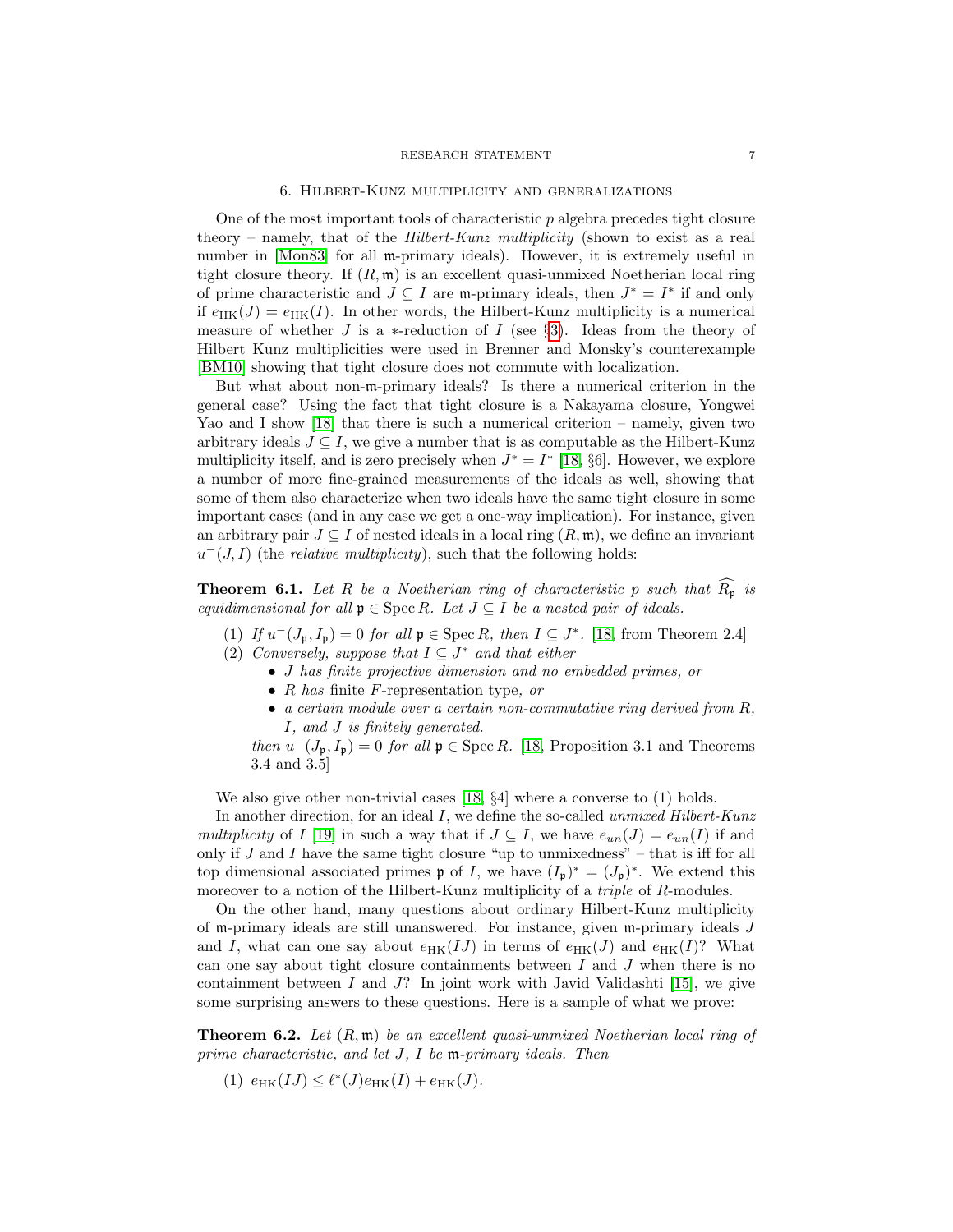## 6. Hilbert-Kunz multiplicity and generalizations

One of the most important tools of characteristic $p$ algebra precedes tight closure theory – namely, that of the *Hilbert-Kunz multiplicity* (shown to exist as a real number in [Mon83] for all $\mathfrak{m}$-primary ideals). However, it is extremely useful in tight closure theory. If $(R, \mathfrak{m})$ is an excellent quasi-unmixed Noetherian local ring of prime characteristic and $J \subseteq I$ are $\mathfrak{m}$-primary ideals, then $J^* = I^*$ if and only if $e_{\mathrm{HK}}(J) = e_{\mathrm{HK}}(I)$. In other words, the Hilbert-Kunz multiplicity is a numerical measure of whether $J$ is a $*$-reduction of $I$ (see §3). Ideas from the theory of Hilbert Kunz multiplicities were used in Brenner and Monsky's counterexample [BM10] showing that tight closure does not commute with localization.

But what about non-$\mathfrak{m}$-primary ideals? Is there a numerical criterion in the general case? Using the fact that tight closure is a Nakayama closure, Yongwei Yao and I show [18] that there is such a numerical criterion – namely, given two arbitrary ideals $J \subseteq I$, we give a number that is as computable as the Hilbert-Kunz multiplicity itself, and is zero precisely when $J^* = I^*$ [18, §6]. However, we explore a number of more fine-grained measurements of the ideals as well, showing that some of them also characterize when two ideals have the same tight closure in some important cases (and in any case we get a one-way implication). For instance, given an arbitrary pair $J \subseteq I$ of nested ideals in a local ring $(R, \mathfrak{m})$, we define an invariant $u^-(J, I)$ (the *relative multiplicity*), such that the following holds:

**Theorem 6.1.** *Let $R$ be a Noetherian ring of characteristic $p$ such that $\widehat{R_\mathfrak{p}}$ is equidimensional for all $\mathfrak{p} \in \operatorname{Spec} R$. Let $J \subseteq I$ be a nested pair of ideals.*

1. *If $u^-(J_\mathfrak{p}, I_\mathfrak{p}) = 0$ for all $\mathfrak{p} \in \operatorname{Spec} R$, then $I \subseteq J^*$.* [18, from Theorem 2.4]
2. *Conversely, suppose that $I \subseteq J^*$ and that either*
   - *$J$ has finite projective dimension and no embedded primes, or*
   - *$R$ has* finite $F$-representation type, *or*
   - *a certain module over a certain non-commutative ring derived from $R$, $I$, and $J$ is finitely generated.*

   *then $u^-(J_\mathfrak{p}, I_\mathfrak{p}) = 0$ for all $\mathfrak{p} \in \operatorname{Spec} R$.* [18, Proposition 3.1 and Theorems 3.4 and 3.5]

We also give other non-trivial cases [18, §4] where a converse to (1) holds.

In another direction, for an ideal $I$, we define the so-called *unmixed Hilbert-Kunz multiplicity* of $I$ [19] in such a way that if $J \subseteq I$, we have $e_{un}(J) = e_{un}(I)$ if and only if $J$ and $I$ have the same tight closure "up to unmixedness" – that is iff for all top dimensional associated primes $\mathfrak{p}$ of $I$, we have $(I_\mathfrak{p})^* = (J_\mathfrak{p})^*$. We extend this moreover to a notion of the Hilbert-Kunz multiplicity of a *triple* of $R$-modules.

On the other hand, many questions about ordinary Hilbert-Kunz multiplicity of $\mathfrak{m}$-primary ideals are still unanswered. For instance, given $\mathfrak{m}$-primary ideals $J$ and $I$, what can one say about $e_{\mathrm{HK}}(IJ)$ in terms of $e_{\mathrm{HK}}(J)$ and $e_{\mathrm{HK}}(I)$? What can one say about tight closure containments between $I$ and $J$ when there is no containment between $I$ and $J$? In joint work with Javid Validashti [15], we give some surprising answers to these questions. Here is a sample of what we prove:

**Theorem 6.2.** *Let $(R, \mathfrak{m})$ be an excellent quasi-unmixed Noetherian local ring of prime characteristic, and let $J$, $I$ be $\mathfrak{m}$-primary ideals. Then*

1. $e_{\mathrm{HK}}(IJ) \leq \ell^*(J) e_{\mathrm{HK}}(I) + e_{\mathrm{HK}}(J)$.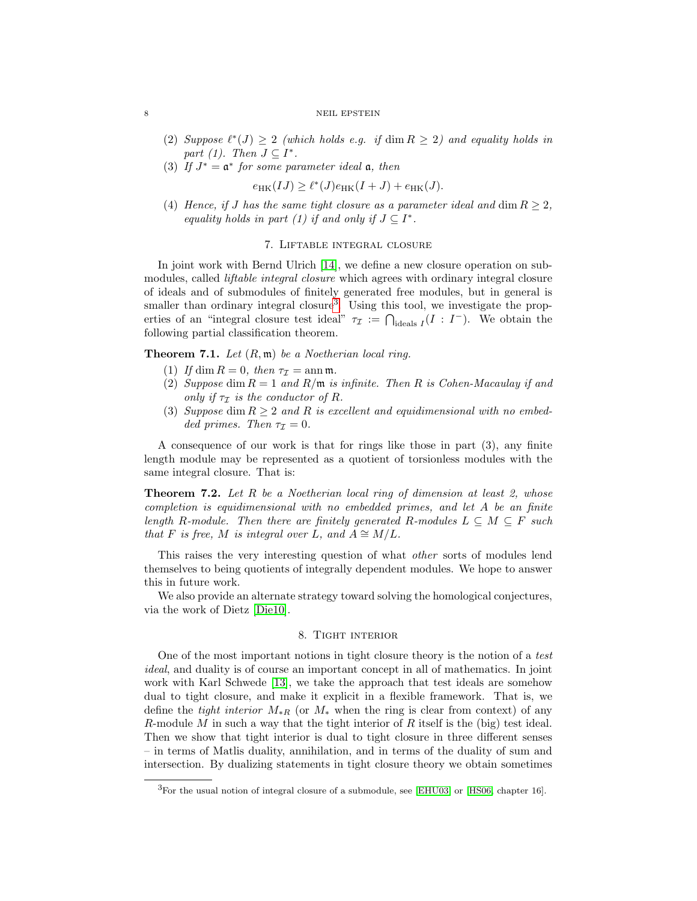(2) *Suppose $\ell^*(J) \geq 2$ (which holds e.g. if $\dim R \geq 2$) and equality holds in part (1). Then $J \subseteq I^*$.*

(3) *If $J^* = \mathfrak{a}^*$ for some parameter ideal $\mathfrak{a}$, then*

$$e_{\mathrm{HK}}(IJ) \geq \ell^*(J) e_{\mathrm{HK}}(I + J) + e_{\mathrm{HK}}(J).$$

(4) *Hence, if $J$ has the same tight closure as a parameter ideal and $\dim R \geq 2$, equality holds in part (1) if and only if $J \subseteq I^*$.*

## 7. Liftable integral closure

In joint work with Bernd Ulrich [14], we define a new closure operation on submodules, called *liftable integral closure* which agrees with ordinary integral closure of ideals and of submodules of finitely generated free modules, but in general is smaller than ordinary integral closure[3]. Using this tool, we investigate the properties of an "integral closure test ideal" $\tau_{\mathcal{I}} := \bigcap_{\text{ideals } I}(I : I^-)$. We obtain the following partial classification theorem.

**Theorem 7.1.** *Let $(R, \mathfrak{m})$ be a Noetherian local ring.*

(1) *If $\dim R = 0$, then $\tau_{\mathcal{I}} = \operatorname{ann} \mathfrak{m}$.*
(2) *Suppose $\dim R = 1$ and $R/\mathfrak{m}$ is infinite. Then $R$ is Cohen-Macaulay if and only if $\tau_{\mathcal{I}}$ is the conductor of $R$.*
(3) *Suppose $\dim R \geq 2$ and $R$ is excellent and equidimensional with no embedded primes. Then $\tau_{\mathcal{I}} = 0$.*

A consequence of our work is that for rings like those in part (3), any finite length module may be represented as a quotient of torsionless modules with the same integral closure. That is:

**Theorem 7.2.** *Let $R$ be a Noetherian local ring of dimension at least 2, whose completion is equidimensional with no embedded primes, and let $A$ be an finite length $R$-module. Then there are finitely generated $R$-modules $L \subseteq M \subseteq F$ such that $F$ is free, $M$ is integral over $L$, and $A \cong M/L$.*

This raises the very interesting question of what *other* sorts of modules lend themselves to being quotients of integrally dependent modules. We hope to answer this in future work.

We also provide an alternate strategy toward solving the homological conjectures, via the work of Dietz [Die10].

## 8. Tight interior

One of the most important notions in tight closure theory is the notion of a *test ideal*, and duality is of course an important concept in all of mathematics. In joint work with Karl Schwede [13], we take the approach that test ideals are somehow dual to tight closure, and make it explicit in a flexible framework. That is, we define the *tight interior* $M_{*R}$ (or $M_*$ when the ring is clear from context) of any $R$-module $M$ in such a way that the tight interior of $R$ itself is the (big) test ideal. Then we show that tight interior is dual to tight closure in three different senses – in terms of Matlis duality, annihilation, and in terms of the duality of sum and intersection. By dualizing statements in tight closure theory we obtain sometimes

[3] For the usual notion of integral closure of a submodule, see [EHU03] or [HS06, chapter 16].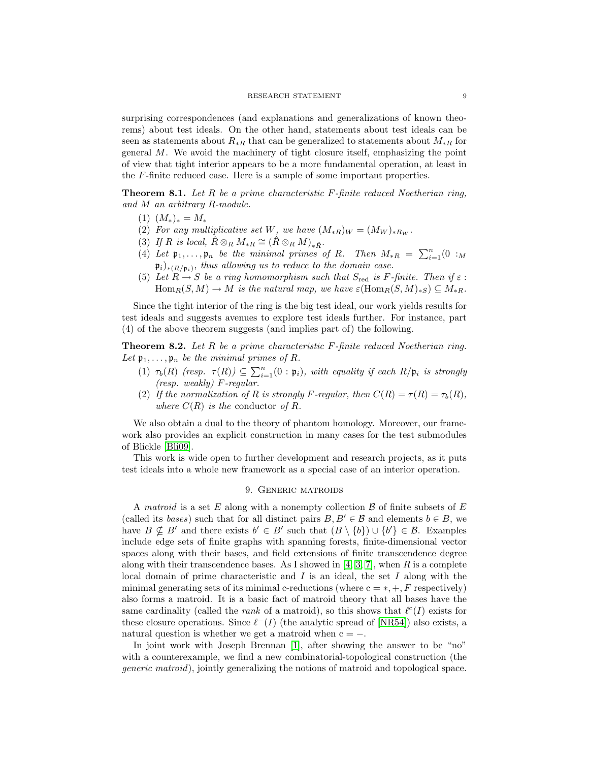surprising correspondences (and explanations and generalizations of known theorems) about test ideals. On the other hand, statements about test ideals can be seen as statements about $R_{*R}$ that can be generalized to statements about $M_{*R}$ for general $M$. We avoid the machinery of tight closure itself, emphasizing the point of view that tight interior appears to be a more fundamental operation, at least in the $F$-finite reduced case. Here is a sample of some important properties.

**Theorem 8.1.** *Let $R$ be a prime characteristic $F$-finite reduced Noetherian ring, and $M$ an arbitrary $R$-module.*

1. $(M_*)_* = M_*$
2. *For any multiplicative set $W$, we have $(M_{*R})_W = (M_W)_{*R_W}$.*
3. *If $R$ is local, $\hat{R} \otimes_R M_{*R} \cong (\hat{R} \otimes_R M)_{*\hat{R}}$.*
4. *Let $\mathfrak{p}_1, \ldots, \mathfrak{p}_n$ be the minimal primes of $R$. Then $M_{*R} = \sum_{i=1}^n (0 :_M \mathfrak{p}_i)_{*(R/\mathfrak{p}_i)}$, thus allowing us to reduce to the domain case.*
5. *Let $R \to S$ be a ring homomorphism such that $S_{\text{red}}$ is $F$-finite. Then if $\varepsilon : \operatorname{Hom}_R(S, M) \to M$ is the natural map, we have $\varepsilon(\operatorname{Hom}_R(S, M)_{*S}) \subseteq M_{*R}$.*

Since the tight interior of the ring is the big test ideal, our work yields results for test ideals and suggests avenues to explore test ideals further. For instance, part (4) of the above theorem suggests (and implies part of) the following.

**Theorem 8.2.** *Let $R$ be a prime characteristic $F$-finite reduced Noetherian ring. Let $\mathfrak{p}_1, \ldots, \mathfrak{p}_n$ be the minimal primes of $R$.*

1. *$\tau_b(R)$ (resp. $\tau(R)$) $\subseteq \sum_{i=1}^n (0 : \mathfrak{p}_i)$, with equality if each $R/\mathfrak{p}_i$ is strongly (resp. weakly) $F$-regular.*
2. *If the normalization of $R$ is strongly $F$-regular, then $C(R) = \tau(R) = \tau_b(R)$, where $C(R)$ is the* conductor *of $R$.*

We also obtain a dual to the theory of phantom homology. Moreover, our framework also provides an explicit construction in many cases for the test submodules of Blickle [Bli09].

This work is wide open to further development and research projects, as it puts test ideals into a whole new framework as a special case of an interior operation.

## 9. Generic matroids

A *matroid* is a set $E$ along with a nonempty collection $\mathcal{B}$ of finite subsets of $E$ (called its *bases*) such that for all distinct pairs $B, B' \in \mathcal{B}$ and elements $b \in B$, we have $B \nsubseteq B'$ and there exists $b' \in B'$ such that $(B \setminus \{b\}) \cup \{b'\} \in \mathcal{B}$. Examples include edge sets of finite graphs with spanning forests, finite-dimensional vector spaces along with their bases, and field extensions of finite transcendence degree along with their transcendence bases. As I showed in [4, 3, 7], when $R$ is a complete local domain of prime characteristic and $I$ is an ideal, the set $I$ along with the minimal generating sets of its minimal c-reductions (where $\mathrm{c} = *, +, F$ respectively) also forms a matroid. It is a basic fact of matroid theory that all bases have the same cardinality (called the *rank* of a matroid), so this shows that $\ell^{\mathrm{c}}(I)$ exists for these closure operations. Since $\ell^{-}(I)$ (the analytic spread of [NR54]) also exists, a natural question is whether we get a matroid when $\mathrm{c} = -$.

In joint work with Joseph Brennan [1], after showing the answer to be "no" with a counterexample, we find a new combinatorial-topological construction (the *generic matroid*), jointly generalizing the notions of matroid and topological space.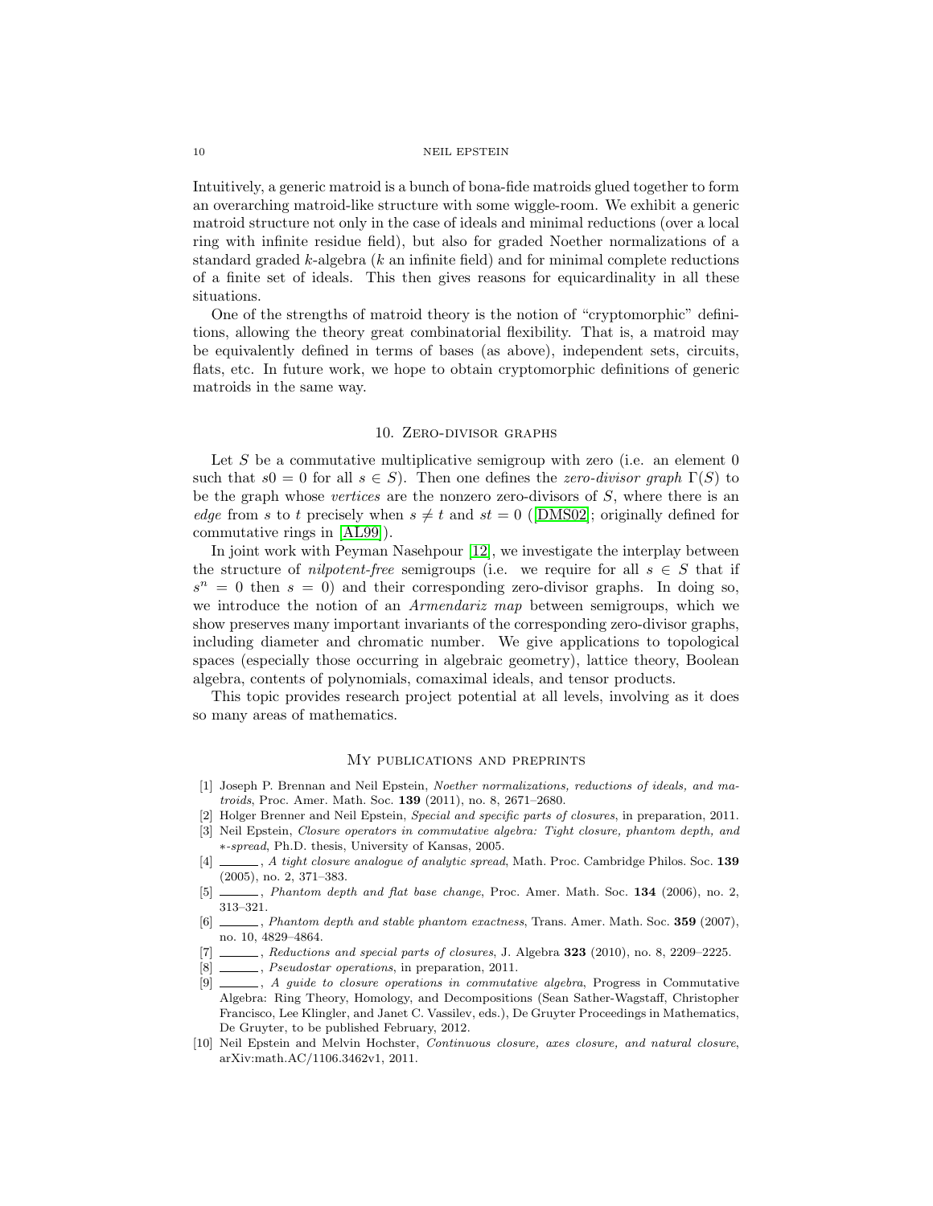Intuitively, a generic matroid is a bunch of bona-fide matroids glued together to form an overarching matroid-like structure with some wiggle-room. We exhibit a generic matroid structure not only in the case of ideals and minimal reductions (over a local ring with infinite residue field), but also for graded Noether normalizations of a standard graded $k$-algebra ($k$ an infinite field) and for minimal complete reductions of a finite set of ideals. This then gives reasons for equicardinality in all these situations.

One of the strengths of matroid theory is the notion of "cryptomorphic" definitions, allowing the theory great combinatorial flexibility. That is, a matroid may be equivalently defined in terms of bases (as above), independent sets, circuits, flats, etc. In future work, we hope to obtain cryptomorphic definitions of generic matroids in the same way.

## 10. Zero-divisor graphs

Let $S$ be a commutative multiplicative semigroup with zero (i.e. an element 0 such that $s0 = 0$ for all $s \in S$). Then one defines the *zero-divisor graph* $\Gamma(S)$ to be the graph whose *vertices* are the nonzero zero-divisors of $S$, where there is an *edge* from $s$ to $t$ precisely when $s \neq t$ and $st = 0$ ([DMS02]; originally defined for commutative rings in [AL99]).

In joint work with Peyman Nasehpour [12], we investigate the interplay between the structure of *nilpotent-free* semigroups (i.e. we require for all $s \in S$ that if $s^n = 0$ then $s = 0$) and their corresponding zero-divisor graphs. In doing so, we introduce the notion of an *Armendariz map* between semigroups, which we show preserves many important invariants of the corresponding zero-divisor graphs, including diameter and chromatic number. We give applications to topological spaces (especially those occurring in algebraic geometry), lattice theory, Boolean algebra, contents of polynomials, comaximal ideals, and tensor products.

This topic provides research project potential at all levels, involving as it does so many areas of mathematics.

## My publications and preprints

[1] Joseph P. Brennan and Neil Epstein, *Noether normalizations, reductions of ideals, and matroids*, Proc. Amer. Math. Soc. **139** (2011), no. 8, 2671–2680.

[2] Holger Brenner and Neil Epstein, *Special and specific parts of closures*, in preparation, 2011.

[3] Neil Epstein, *Closure operators in commutative algebra: Tight closure, phantom depth, and $*$-spread*, Ph.D. thesis, University of Kansas, 2005.

[4] ______, *A tight closure analogue of analytic spread*, Math. Proc. Cambridge Philos. Soc. **139** (2005), no. 2, 371–383.

[5] ______, *Phantom depth and flat base change*, Proc. Amer. Math. Soc. **134** (2006), no. 2, 313–321.

[6] ______, *Phantom depth and stable phantom exactness*, Trans. Amer. Math. Soc. **359** (2007), no. 10, 4829–4864.

[7] ______, *Reductions and special parts of closures*, J. Algebra **323** (2010), no. 8, 2209–2225.

[8] ______, *Pseudostar operations*, in preparation, 2011.

[9] ______, *A guide to closure operations in commutative algebra*, Progress in Commutative Algebra: Ring Theory, Homology, and Decompositions (Sean Sather-Wagstaff, Christopher Francisco, Lee Klingler, and Janet C. Vassilev, eds.), De Gruyter Proceedings in Mathematics, De Gruyter, to be published February, 2012.

[10] Neil Epstein and Melvin Hochster, *Continuous closure, axes closure, and natural closure*, arXiv:math.AC/1106.3462v1, 2011.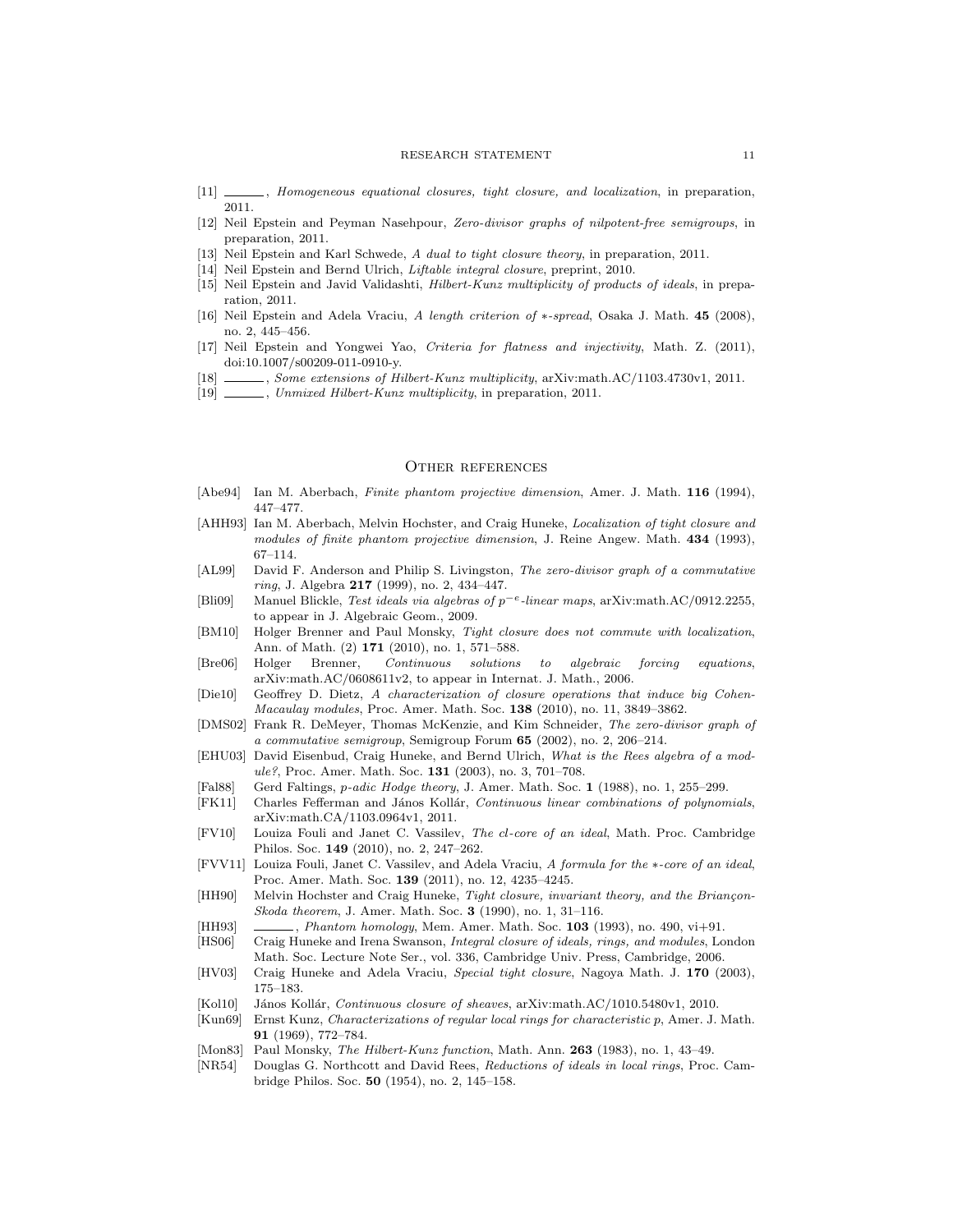[11] ———, *Homogeneous equational closures, tight closure, and localization*, in preparation, 2011.

[12] Neil Epstein and Peyman Nasehpour, *Zero-divisor graphs of nilpotent-free semigroups*, in preparation, 2011.

[13] Neil Epstein and Karl Schwede, *A dual to tight closure theory*, in preparation, 2011.

[14] Neil Epstein and Bernd Ulrich, *Liftable integral closure*, preprint, 2010.

[15] Neil Epstein and Javid Validashti, *Hilbert-Kunz multiplicity of products of ideals*, in preparation, 2011.

[16] Neil Epstein and Adela Vraciu, *A length criterion of $*$-spread*, Osaka J. Math. **45** (2008), no. 2, 445–456.

[17] Neil Epstein and Yongwei Yao, *Criteria for flatness and injectivity*, Math. Z. (2011), doi:10.1007/s00209-011-0910-y.

[18] ———, *Some extensions of Hilbert-Kunz multiplicity*, arXiv:math.AC/1103.4730v1, 2011.

[19] ———, *Unmixed Hilbert-Kunz multiplicity*, in preparation, 2011.

## Other references

[Abe94] Ian M. Aberbach, *Finite phantom projective dimension*, Amer. J. Math. **116** (1994), 447–477.

[AHH93] Ian M. Aberbach, Melvin Hochster, and Craig Huneke, *Localization of tight closure and modules of finite phantom projective dimension*, J. Reine Angew. Math. **434** (1993), 67–114.

[AL99] David F. Anderson and Philip S. Livingston, *The zero-divisor graph of a commutative ring*, J. Algebra **217** (1999), no. 2, 434–447.

[Bli09] Manuel Blickle, *Test ideals via algebras of $p^{-e}$-linear maps*, arXiv:math.AC/0912.2255, to appear in J. Algebraic Geom., 2009.

[BM10] Holger Brenner and Paul Monsky, *Tight closure does not commute with localization*, Ann. of Math. (2) **171** (2010), no. 1, 571–588.

[Bre06] Holger Brenner, *Continuous solutions to algebraic forcing equations*, arXiv:math.AC/0608611v2, to appear in Internat. J. Math., 2006.

[Die10] Geoffrey D. Dietz, *A characterization of closure operations that induce big Cohen-Macaulay modules*, Proc. Amer. Math. Soc. **138** (2010), no. 11, 3849–3862.

[DMS02] Frank R. DeMeyer, Thomas McKenzie, and Kim Schneider, *The zero-divisor graph of a commutative semigroup*, Semigroup Forum **65** (2002), no. 2, 206–214.

[EHU03] David Eisenbud, Craig Huneke, and Bernd Ulrich, *What is the Rees algebra of a module?*, Proc. Amer. Math. Soc. **131** (2003), no. 3, 701–708.

[Fal88] Gerd Faltings, *p-adic Hodge theory*, J. Amer. Math. Soc. **1** (1988), no. 1, 255–299.

[FK11] Charles Fefferman and János Kollár, *Continuous linear combinations of polynomials*, arXiv:math.CA/1103.0964v1, 2011.

[FV10] Louiza Fouli and Janet C. Vassilev, *The cl-core of an ideal*, Math. Proc. Cambridge Philos. Soc. **149** (2010), no. 2, 247–262.

[FVV11] Louiza Fouli, Janet C. Vassilev, and Adela Vraciu, *A formula for the $*$-core of an ideal*, Proc. Amer. Math. Soc. **139** (2011), no. 12, 4235–4245.

[HH90] Melvin Hochster and Craig Huneke, *Tight closure, invariant theory, and the Briançon-Skoda theorem*, J. Amer. Math. Soc. **3** (1990), no. 1, 31–116.

[HH93] ———, *Phantom homology*, Mem. Amer. Math. Soc. **103** (1993), no. 490, vi+91.

[HS06] Craig Huneke and Irena Swanson, *Integral closure of ideals, rings, and modules*, London Math. Soc. Lecture Note Ser., vol. 336, Cambridge Univ. Press, Cambridge, 2006.

[HV03] Craig Huneke and Adela Vraciu, *Special tight closure*, Nagoya Math. J. **170** (2003), 175–183.

[Kol10] János Kollár, *Continuous closure of sheaves*, arXiv:math.AC/1010.5480v1, 2010.

[Kun69] Ernst Kunz, *Characterizations of regular local rings for characteristic p*, Amer. J. Math. **91** (1969), 772–784.

[Mon83] Paul Monsky, *The Hilbert-Kunz function*, Math. Ann. **263** (1983), no. 1, 43–49.

[NR54] Douglas G. Northcott and David Rees, *Reductions of ideals in local rings*, Proc. Cambridge Philos. Soc. **50** (1954), no. 2, 145–158.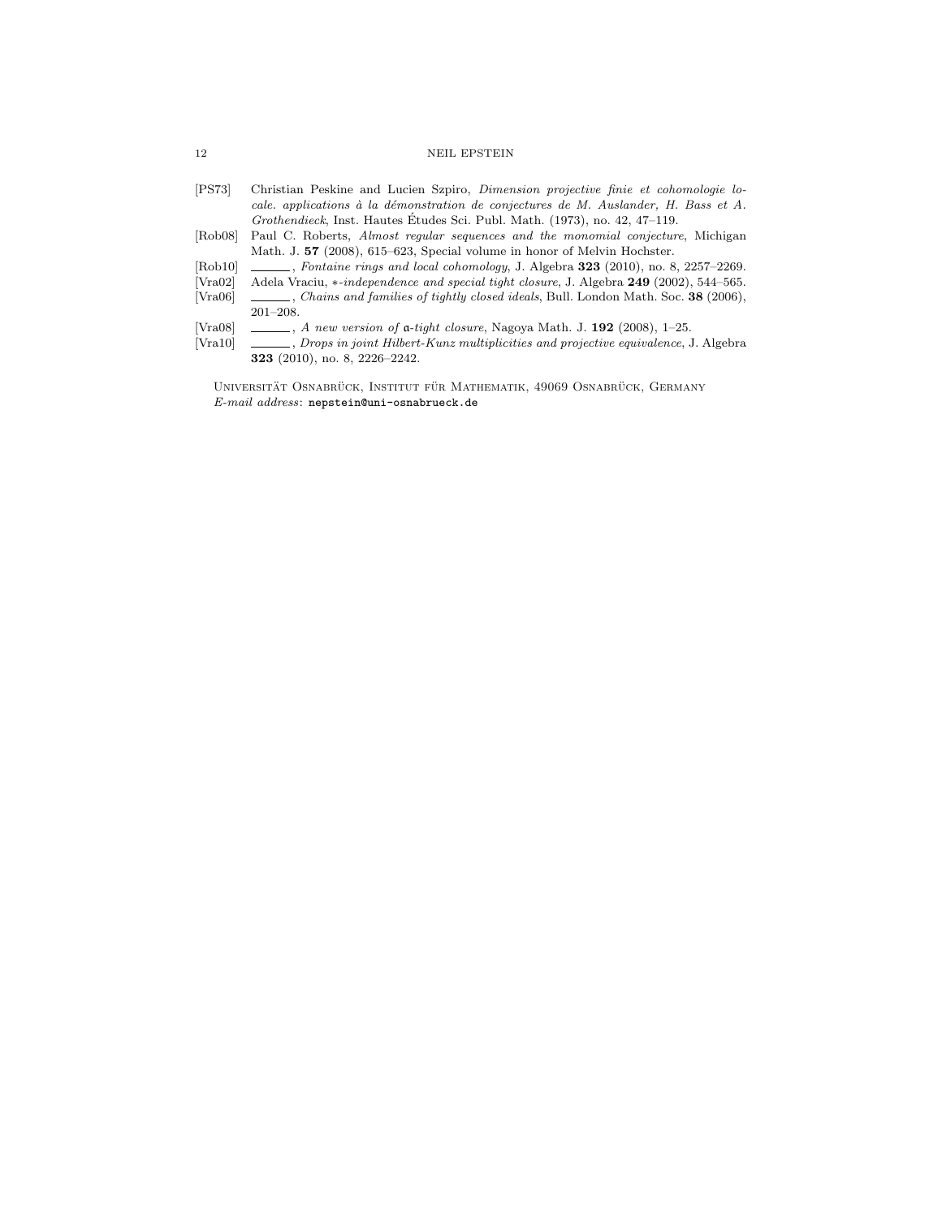- [PS73] Christian Peskine and Lucien Szpiro, *Dimension projective finie et cohomologie locale. applications à la démonstration de conjectures de M. Auslander, H. Bass et A. Grothendieck*, Inst. Hautes Études Sci. Publ. Math. (1973), no. 42, 47–119.
- [Rob08] Paul C. Roberts, *Almost regular sequences and the monomial conjecture*, Michigan Math. J. **57** (2008), 615–623, Special volume in honor of Melvin Hochster.
- [Rob10] ______, *Fontaine rings and local cohomology*, J. Algebra **323** (2010), no. 8, 2257–2269.
- [Vra02] Adela Vraciu, *$*$-independence and special tight closure*, J. Algebra **249** (2002), 544–565.
- [Vra06] ______, *Chains and families of tightly closed ideals*, Bull. London Math. Soc. **38** (2006), 201–208.
- [Vra08] ______, *A new version of $\mathfrak{a}$-tight closure*, Nagoya Math. J. **192** (2008), 1–25.
- [Vra10] ______, *Drops in joint Hilbert-Kunz multiplicities and projective equivalence*, J. Algebra **323** (2010), no. 8, 2226–2242.

Universität Osnabrück, Institut für Mathematik, 49069 Osnabrück, Germany
*E-mail address*: nepstein@uni-osnabrueck.de